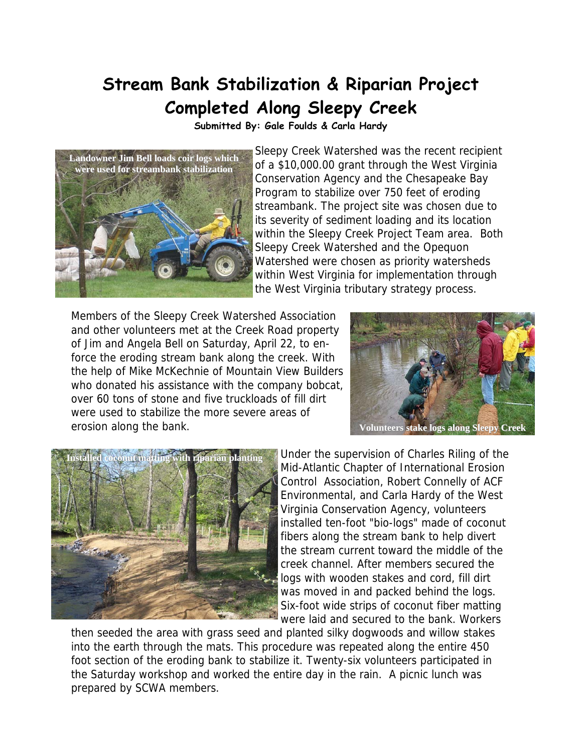# Stream Bank Stabilization & Riparian Project Completed Along Sleepy Creek

**Submitted By: Gale Foulds & Carla Hardy**

Landowner Jim Bell loads coir logs which were used for streambank stabilization

Sleepy Creek Watershed was the recent recipient of a $10,000.00 grant through the West Virginia Conservation Agency and the Chesapeake Bay Program to stabilize over 750 feet of eroding streambank. The project site was chosen due to its severity of sediment loading and its location within the Sleepy Creek Project Team area. Both Sleepy Creek Watershed and the Opequon Watershed were chosen as priority watersheds within West Virginia for implementation through the West Virginia tributary strategy process.

Members of the Sleepy Creek Watershed Association and other volunteers met at the Creek Road property of Jim and Angela Bell on Saturday, April 22, to enforce the eroding stream bank along the creek. With the help of Mike McKechnie of Mountain View Builders who donated his assistance with the company bobcat, over 60 tons of stone and five truckloads of fill dirt were used to stabilize the more severe areas of erosion along the bank.

Volunteers stake logs along Sleepy Creek

Installed coconut matting with riparian planting

Under the supervision of Charles Riling of the Mid-Atlantic Chapter of International Erosion Control Association, Robert Connelly of ACF Environmental, and Carla Hardy of the West Virginia Conservation Agency, volunteers installed ten-foot "bio-logs" made of coconut fibers along the stream bank to help divert the stream current toward the middle of the creek channel. After members secured the logs with wooden stakes and cord, fill dirt was moved in and packed behind the logs. Six-foot wide strips of coconut fiber matting were laid and secured to the bank. Workers then seeded the area with grass seed and planted silky dogwoods and willow stakes into the earth through the mats. This procedure was repeated along the entire 450 foot section of the eroding bank to stabilize it. Twenty-six volunteers participated in the Saturday workshop and worked the entire day in the rain. A picnic lunch was prepared by SCWA members.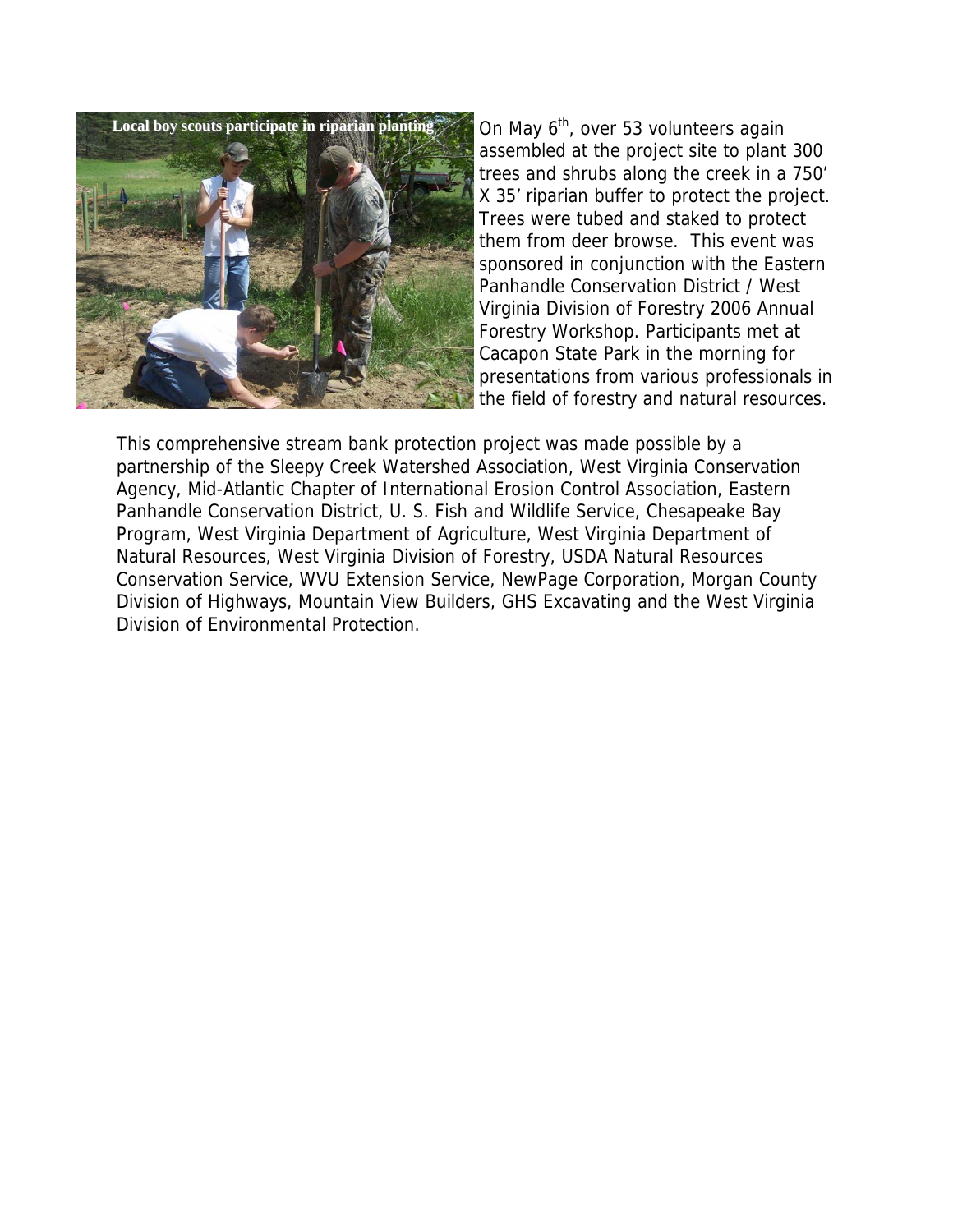Local boy scouts participate in riparian planting

On May 6th, over 53 volunteers again assembled at the project site to plant 300 trees and shrubs along the creek in a 750' X 35' riparian buffer to protect the project. Trees were tubed and staked to protect them from deer browse. This event was sponsored in conjunction with the Eastern Panhandle Conservation District / West Virginia Division of Forestry 2006 Annual Forestry Workshop. Participants met at Cacapon State Park in the morning for presentations from various professionals in the field of forestry and natural resources.

This comprehensive stream bank protection project was made possible by a partnership of the Sleepy Creek Watershed Association, West Virginia Conservation Agency, Mid-Atlantic Chapter of International Erosion Control Association, Eastern Panhandle Conservation District, U. S. Fish and Wildlife Service, Chesapeake Bay Program, West Virginia Department of Agriculture, West Virginia Department of Natural Resources, West Virginia Division of Forestry, USDA Natural Resources Conservation Service, WVU Extension Service, NewPage Corporation, Morgan County Division of Highways, Mountain View Builders, GHS Excavating and the West Virginia Division of Environmental Protection.